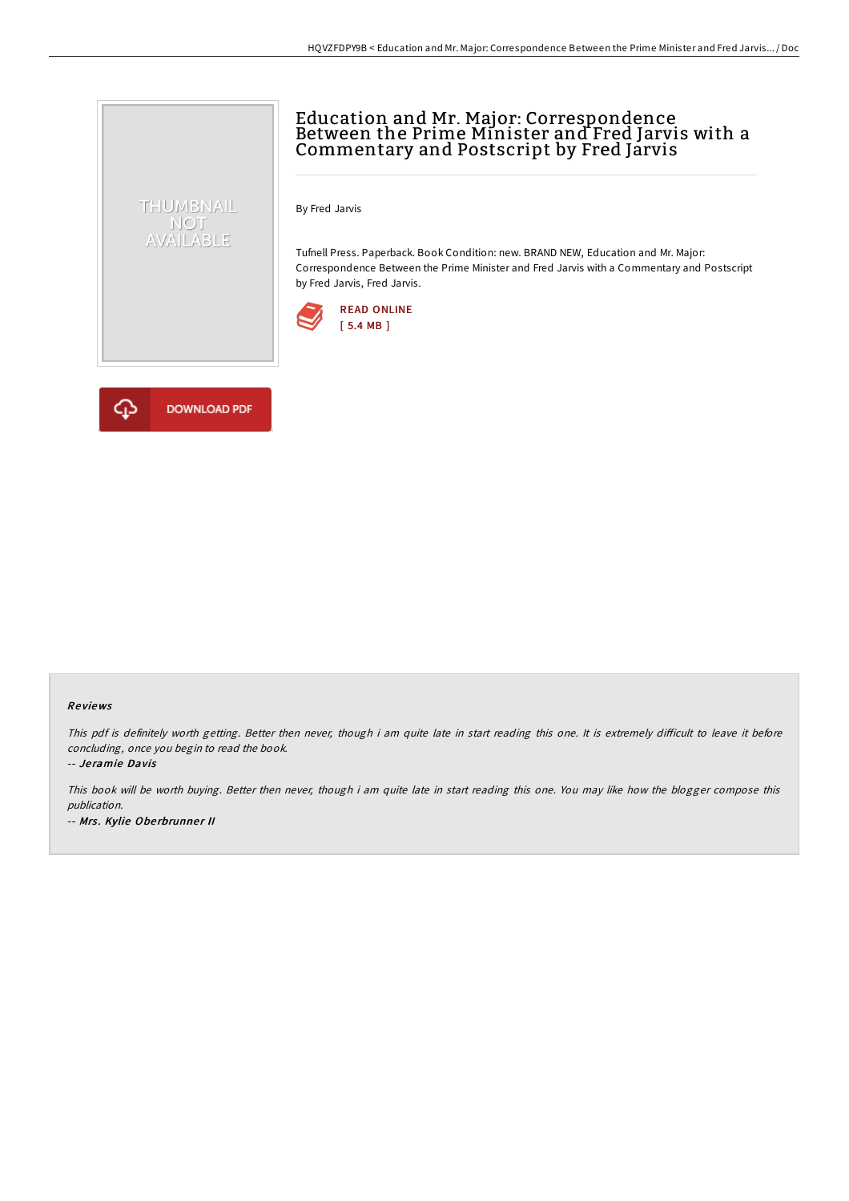# Education and Mr. Major: Correspondence Between the Prime Minister and Fred Jarvis with a Commentary and Postscript by Fred Jarvis

By Fred Jarvis

Tufnell Press. Paperback. Book Condition: new. BRAND NEW, Education and Mr. Major: Correspondence Between the Prime Minister and Fred Jarvis with a Commentary and Postscript by Fred Jarvis, Fred Jarvis.

READ ONLINE
[ 5.4 MB ]

DOWNLOAD PDF

### Reviews

*This pdf is definitely worth getting. Better then never, though i am quite late in start reading this one. It is extremely difficult to leave it before concluding, once you begin to read the book.*

-- *Jeramie Davis*

*This book will be worth buying. Better then never, though i am quite late in start reading this one. You may like how the blogger compose this publication.*

-- *Mrs. Kylie Oberbrunner II*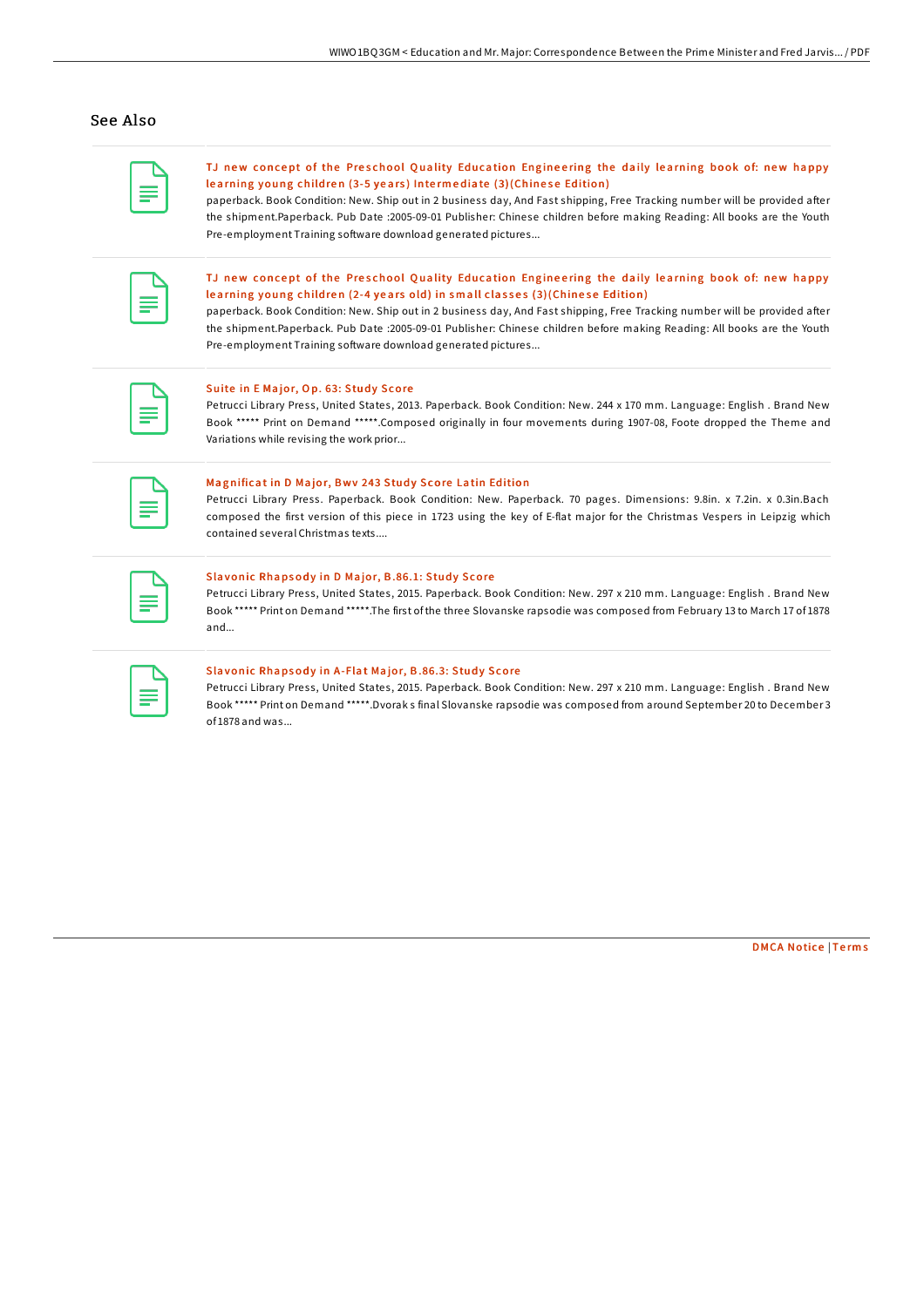## See Also

### TJ new concept of the Preschool Quality Education Engineering the daily learning book of: new happy learning young children (3-5 years) Intermediate (3)(Chinese Edition)

paperback. Book Condition: New. Ship out in 2 business day, And Fast shipping, Free Tracking number will be provided after the shipment.Paperback. Pub Date :2005-09-01 Publisher: Chinese children before making Reading: All books are the Youth Pre-employment Training software download generated pictures...

### TJ new concept of the Preschool Quality Education Engineering the daily learning book of: new happy learning young children (2-4 years old) in small classes (3)(Chinese Edition)

paperback. Book Condition: New. Ship out in 2 business day, And Fast shipping, Free Tracking number will be provided after the shipment.Paperback. Pub Date :2005-09-01 Publisher: Chinese children before making Reading: All books are the Youth Pre-employment Training software download generated pictures...

### Suite in E Major, Op. 63: Study Score

Petrucci Library Press, United States, 2013. Paperback. Book Condition: New. 244 x 170 mm. Language: English . Brand New Book ***** Print on Demand *****.Composed originally in four movements during 1907-08, Foote dropped the Theme and Variations while revising the work prior...

### Magnificat in D Major, Bwv 243 Study Score Latin Edition

Petrucci Library Press. Paperback. Book Condition: New. Paperback. 70 pages. Dimensions: 9.8in. x 7.2in. x 0.3in.Bach composed the first version of this piece in 1723 using the key of E-flat major for the Christmas Vespers in Leipzig which contained several Christmas texts....

### Slavonic Rhapsody in D Major, B.86.1: Study Score

Petrucci Library Press, United States, 2015. Paperback. Book Condition: New. 297 x 210 mm. Language: English . Brand New Book ***** Print on Demand *****.The first of the three Slovanske rapsodie was composed from February 13 to March 17 of 1878 and...

### Slavonic Rhapsody in A-Flat Major, B.86.3: Study Score

Petrucci Library Press, United States, 2015. Paperback. Book Condition: New. 297 x 210 mm. Language: English . Brand New Book ***** Print on Demand *****.Dvorak s final Slovanske rapsodie was composed from around September 20 to December 3 of 1878 and was...